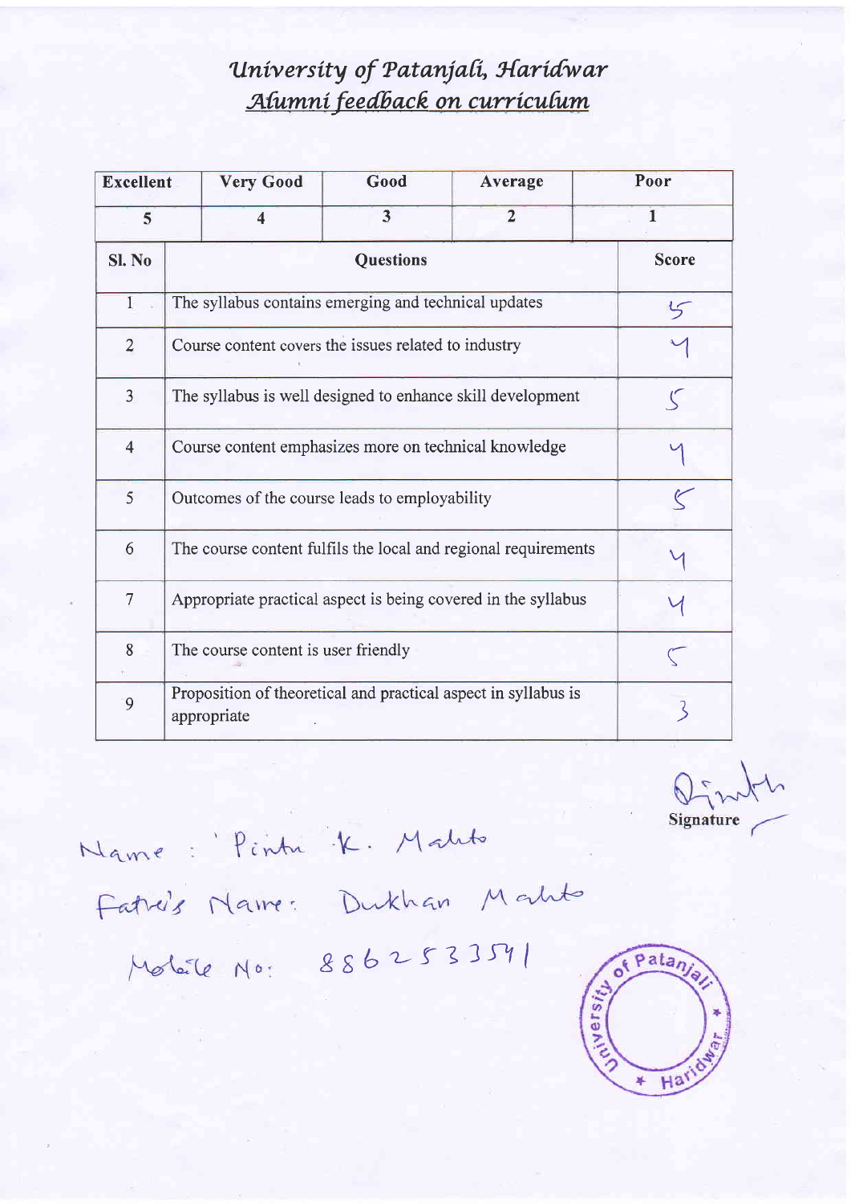# University of Patanjali, Haridwar

## Alumni feedback on curriculum

| Excellent | Very Good | Good | Average | Poor |
|---|---|---|---|---|
| 5 | 4 | 3 | 2 | 1 |

| Sl. No | Questions | Score |
|---|---|---|
| 1 | The syllabus contains emerging and technical updates | 5 |
| 2 | Course content covers the issues related to industry | 4 |
| 3 | The syllabus is well designed to enhance skill development | 5 |
| 4 | Course content emphasizes more on technical knowledge | 4 |
| 5 | Outcomes of the course leads to employability | 5 |
| 6 | The course content fulfils the local and regional requirements | 4 |
| 7 | Appropriate practical aspect is being covered in the syllabus | 4 |
| 8 | The course content is user friendly | 5 |
| 9 | Proposition of theoretical and practical aspect in syllabus is appropriate | 3 |

Signature

Name : Pintu K. Mahto

Father's Name: Dukhan Mahto

Mobile No: 8862533541

University of Patanjali * Haridwar *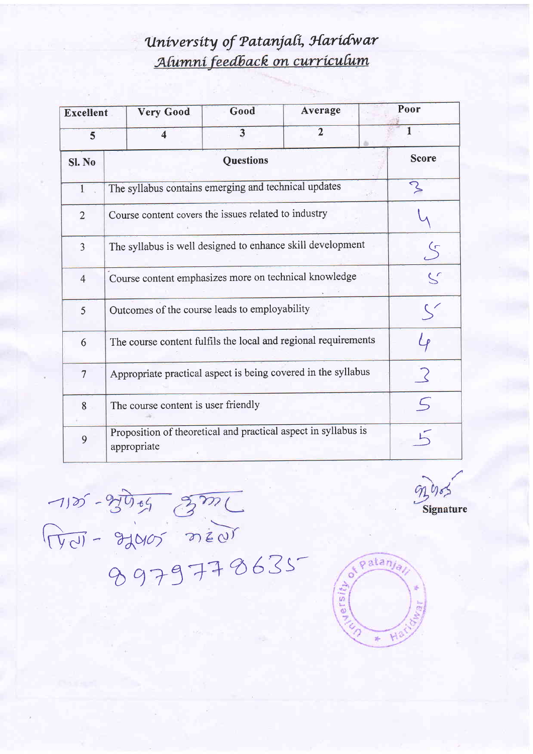# *University of Patanjali, Haridwar*

## *Alumni feedback on curriculum*

| Excellent | Very Good | Good | Average | Poor |
|---|---|---|---|---|
| 5 | 4 | 3 | 2 | 1 |

| Sl. No | Questions | Score |
|---|---|---|
| 1 | The syllabus contains emerging and technical updates | 3 |
| 2 | Course content covers the issues related to industry | 4 |
| 3 | The syllabus is well designed to enhance skill development | 5 |
| 4 | Course content emphasizes more on technical knowledge | 5 |
| 5 | Outcomes of the course leads to employability | 5 |
| 6 | The course content fulfils the local and regional requirements | 4 |
| 7 | Appropriate practical aspect is being covered in the syllabus | 3 |
| 8 | The course content is user friendly | 5 |
| 9 | Proposition of theoretical and practical aspect in syllabus is appropriate | 5 |

नाम - सुरेन्द्र कुमार
पिता - सुखपाल महतो
8979778635

Signature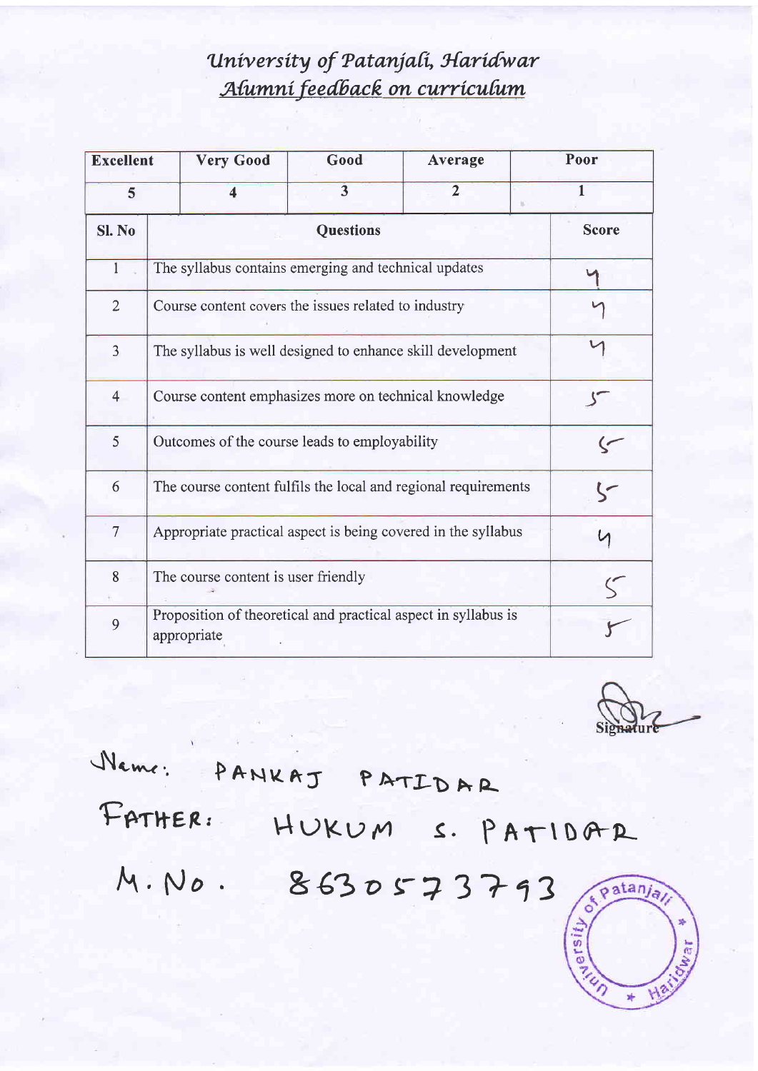# University of Patanjali, Haridwar

## Alumni feedback on curriculum

| Excellent | Very Good | Good | Average | Poor |
|---|---|---|---|---|
| 5 | 4 | 3 | 2 | 1 |

| Sl. No | Questions | Score |
|---|---|---|
| 1 | The syllabus contains emerging and technical updates | 4 |
| 2 | Course content covers the issues related to industry | 4 |
| 3 | The syllabus is well designed to enhance skill development | 4 |
| 4 | Course content emphasizes more on technical knowledge | 5 |
| 5 | Outcomes of the course leads to employability | 5 |
| 6 | The course content fulfils the local and regional requirements | 5 |
| 7 | Appropriate practical aspect is being covered in the syllabus | 4 |
| 8 | The course content is user friendly | 5 |
| 9 | Proposition of theoretical and practical aspect in syllabus is appropriate | 5 |

Signature

Name: PANKAJ PATIDAR

FATHER: HUKUM S. PATIDAR

M. No. 8630573793

University of Patanjali * Haridwar *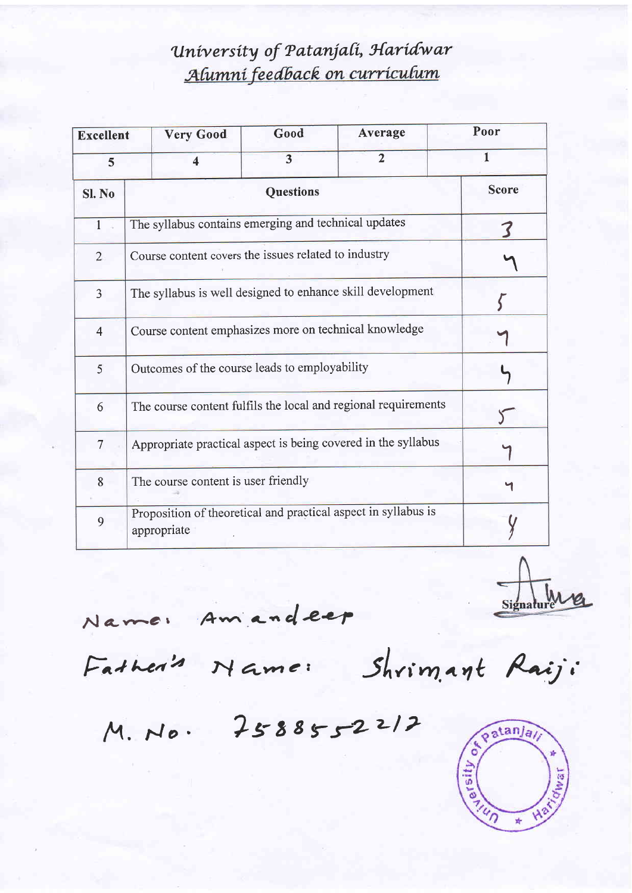# University of Patanjali, Haridwar

## Alumni feedback on curriculum

| Excellent | Very Good | Good | Average | Poor |
|---|---|---|---|---|
| 5 | 4 | 3 | 2 | 1 |

| Sl. No | Questions | Score |
|---|---|---|
| 1 | The syllabus contains emerging and technical updates | 3 |
| 2 | Course content covers the issues related to industry | 4 |
| 3 | The syllabus is well designed to enhance skill development | 5 |
| 4 | Course content emphasizes more on technical knowledge | 4 |
| 5 | Outcomes of the course leads to employability | 4 |
| 6 | The course content fulfils the local and regional requirements | 5 |
| 7 | Appropriate practical aspect is being covered in the syllabus | 4 |
| 8 | The course content is user friendly | 4 |
| 9 | Proposition of theoretical and practical aspect in syllabus is appropriate | 4 |

Signature

Name: Amandeep

Father's Name: Shrimant Raiji

M. No. 7588552212

University of Patanjali ★ Haridwar ★